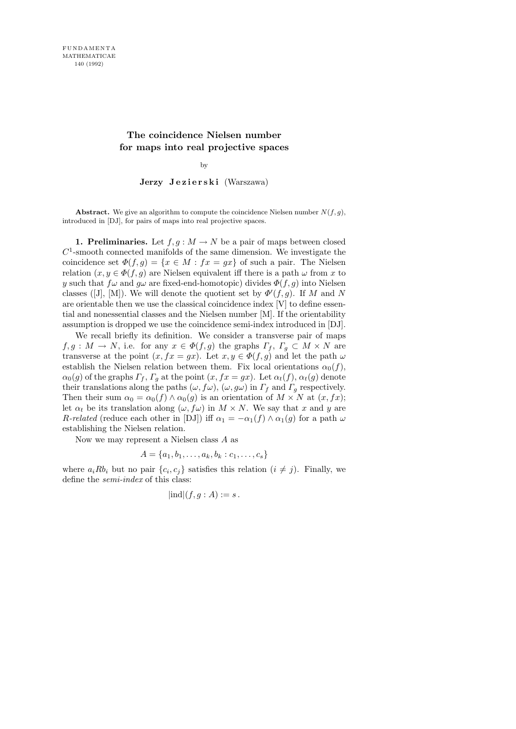# The coincidence Nielsen number for maps into real projective spaces

by

**Jerzy Jezierski** (Warszawa)

**Abstract.** We give an algorithm to compute the coincidence Nielsen number $N(f,g)$, introduced in [DJ], for pairs of maps into real projective spaces.

**1. Preliminaries.** Let $f,g : M \to N$ be a pair of maps between closed $C^1$-smooth connected manifolds of the same dimension. We investigate the coincidence set $\Phi(f,g) = \{x \in M : fx = gx\}$ of such a pair. The Nielsen relation ($x, y \in \Phi(f,g)$ are Nielsen equivalent iff there is a path $\omega$ from $x$ to $y$ such that $f\omega$ and $g\omega$ are fixed-end-homotopic) divides $\Phi(f,g)$ into Nielsen classes ([J], [M]). We will denote the quotient set by $\Phi'(f,g)$. If $M$ and $N$ are orientable then we use the classical coincidence index [V] to define essential and nonessential classes and the Nielsen number [M]. If the orientability assumption is dropped we use the coincidence semi-index introduced in [DJ].

We recall briefly its definition. We consider a transverse pair of maps $f,g : M \to N$, i.e. for any $x \in \Phi(f,g)$ the graphs $\Gamma_f$, $\Gamma_g \subset M \times N$ are transverse at the point $(x, fx = gx)$. Let $x, y \in \Phi(f,g)$ and let the path $\omega$ establish the Nielsen relation between them. Fix local orientations $\alpha_0(f)$, $\alpha_0(g)$ of the graphs $\Gamma_f$, $\Gamma_g$ at the point $(x, fx = gx)$. Let $\alpha_t(f)$, $\alpha_t(g)$ denote their translations along the paths $(\omega, f\omega)$, $(\omega, g\omega)$ in $\Gamma_f$ and $\Gamma_g$ respectively. Then their sum $\alpha_0 = \alpha_0(f) \wedge \alpha_0(g)$ is an orientation of $M \times N$ at $(x, fx)$; let $\alpha_t$ be its translation along $(\omega, f\omega)$ in $M \times N$. We say that $x$ and $y$ are *R-related* (reduce each other in [DJ]) iff $\alpha_1 = -\alpha_1(f) \wedge \alpha_1(g)$ for a path $\omega$ establishing the Nielsen relation.

Now we may represent a Nielsen class $A$ as

$$A = \{a_1, b_1, \ldots, a_k, b_k : c_1, \ldots, c_s\}$$

where $a_i R b_i$ but no pair $\{c_i, c_j\}$ satisfies this relation ($i \neq j$). Finally, we define the *semi-index* of this class:

$$|\mathrm{ind}|(f,g : A) := s\,.$$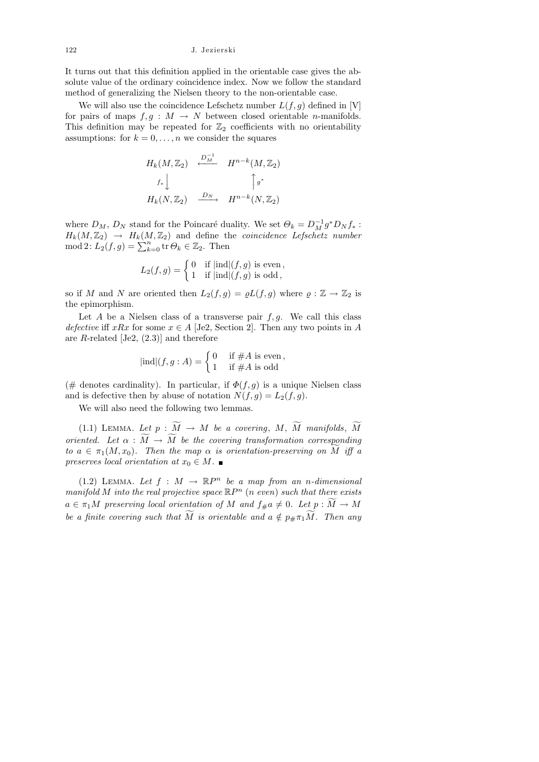It turns out that this definition applied in the orientable case gives the absolute value of the ordinary coincidence index. Now we follow the standard method of generalizing the Nielsen theory to the non-orientable case.

We will also use the coincidence Lefschetz number $L(f,g)$ defined in [V] for pairs of maps $f,g : M \to N$ between closed orientable $n$-manifolds. This definition may be repeated for $\mathbb{Z}_2$ coefficients with no orientability assumptions: for $k = 0, \ldots, n$ we consider the squares

$$\begin{array}{ccc} H_k(M,\mathbb{Z}_2) & \stackrel{D_M^{-1}}{\longleftarrow} & H^{n-k}(M,\mathbb{Z}_2) \\ {\scriptstyle f_*}\big\downarrow & & \big\uparrow{\scriptstyle g^*} \\ H_k(N,\mathbb{Z}_2) & \stackrel{D_N}{\longrightarrow} & H^{n-k}(N,\mathbb{Z}_2) \end{array}$$

where $D_M$, $D_N$ stand for the Poincaré duality. We set $\Theta_k = D_M^{-1} g^* D_N f_* : H_k(M,\mathbb{Z}_2) \to H_k(M,\mathbb{Z}_2)$ and define the *coincidence Lefschetz number* mod 2: $L_2(f,g) = \sum_{k=0}^n \operatorname{tr} \Theta_k \in \mathbb{Z}_2$. Then

$$L_2(f,g) = \begin{cases} 0 & \text{if } |\text{ind}|(f,g) \text{ is even}, \\ 1 & \text{if } |\text{ind}|(f,g) \text{ is odd}, \end{cases}$$

so if $M$ and $N$ are oriented then $L_2(f,g) = \varrho L(f,g)$ where $\varrho : \mathbb{Z} \to \mathbb{Z}_2$ is the epimorphism.

Let $A$ be a Nielsen class of a transverse pair $f,g$. We call this class *defective* iff $xRx$ for some $x \in A$ [Je2, Section 2]. Then any two points in $A$ are $R$-related [Je2, (2.3)] and therefore

$$|\text{ind}|(f,g : A) = \begin{cases} 0 & \text{if } \#A \text{ is even}, \\ 1 & \text{if } \#A \text{ is odd} \end{cases}$$

($\#$ denotes cardinality). In particular, if $\Phi(f,g)$ is a unique Nielsen class and is defective then by abuse of notation $N(f,g) = L_2(f,g)$.

We will also need the following two lemmas.

(1.1) Lemma. *Let $p : \widetilde{M} \to M$ be a covering, $M$, $\widetilde{M}$ manifolds, $\widetilde{M}$ oriented. Let $\alpha : \widetilde{M} \to \widetilde{M}$ be the covering transformation corresponding to $a \in \pi_1(M,x_0)$. Then the map $\alpha$ is orientation-preserving on $\widetilde{M}$ iff $a$ preserves local orientation at $x_0 \in M$.* ∎

(1.2) Lemma. *Let $f : M \to \mathbb{R}P^n$ be a map from an $n$-dimensional manifold $M$ into the real projective space $\mathbb{R}P^n$ ($n$ even) such that there exists $a \in \pi_1 M$ preserving local orientation of $M$ and $f_\# a \neq 0$. Let $p : \widetilde{M} \to M$ be a finite covering such that $\widetilde{M}$ is orientable and $a \notin p_\# \pi_1 \widetilde{M}$. Then any*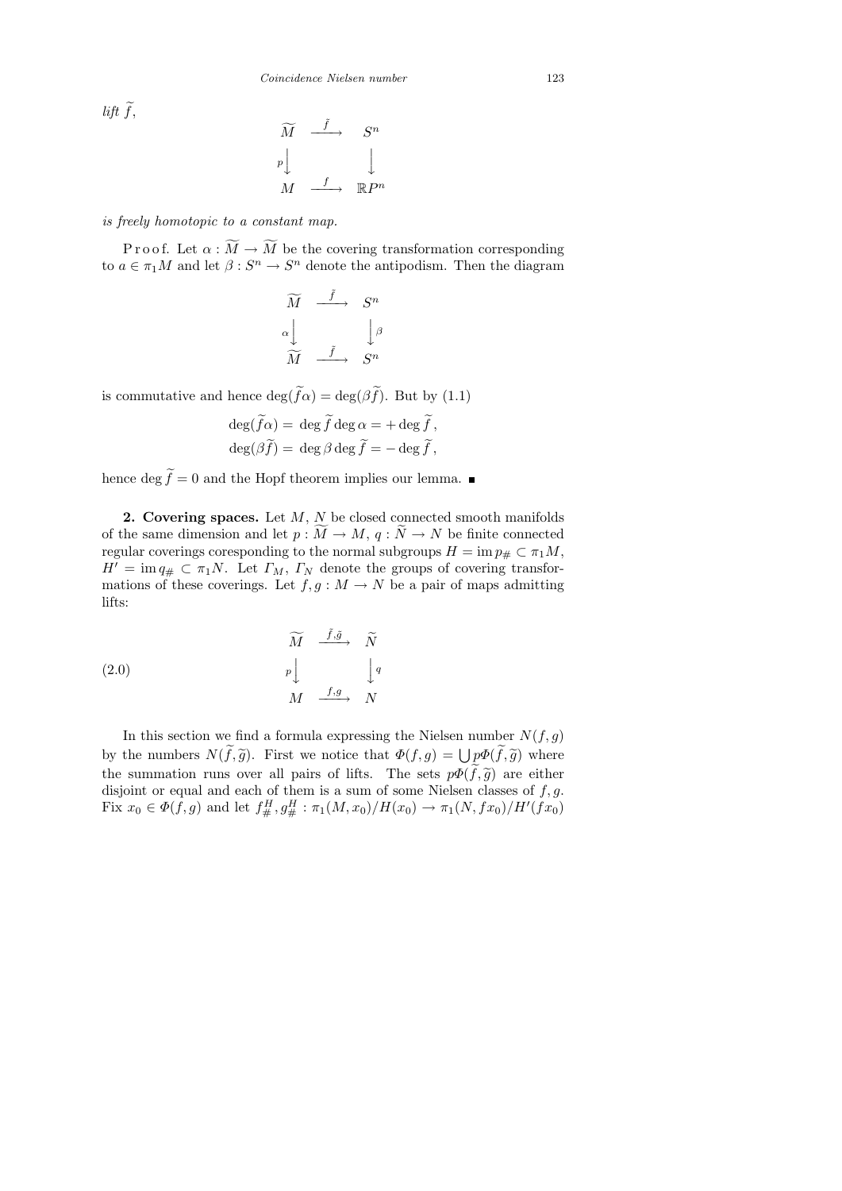*lift* $\widetilde{f}$,

$$\begin{array}{ccc} \widetilde{M} & \xrightarrow{\tilde{f}} & S^n \\ {\scriptstyle p}\downarrow & & \downarrow \\ M & \xrightarrow{f} & \mathbb{R}P^n \end{array}$$

*is freely homotopic to a constant map.*

Proof. Let $\alpha : \widetilde{M} \to \widetilde{M}$ be the covering transformation corresponding to $a \in \pi_1 M$ and let $\beta : S^n \to S^n$ denote the antipodism. Then the diagram

$$\begin{array}{ccc} \widetilde{M} & \xrightarrow{\tilde{f}} & S^n \\ {\scriptstyle \alpha}\downarrow & & \downarrow{\scriptstyle \beta} \\ \widetilde{M} & \xrightarrow{\tilde{f}} & S^n \end{array}$$

is commutative and hence $\deg(\widetilde{f}\alpha) = \deg(\beta\widetilde{f})$. But by (1.1)

$$\deg(\widetilde{f}\alpha) = \deg\widetilde{f}\deg\alpha = +\deg\widetilde{f}\,,$$
$$\deg(\beta\widetilde{f}) = \deg\beta\deg\widetilde{f} = -\deg\widetilde{f}\,,$$

hence $\deg\widetilde{f} = 0$ and the Hopf theorem implies our lemma. ■

**2. Covering spaces.** Let $M$, $N$ be closed connected smooth manifolds of the same dimension and let $p : \widetilde{M} \to M$, $q : \widetilde{N} \to N$ be finite connected regular coverings coresponding to the normal subgroups $H = \operatorname{im} p_\# \subset \pi_1 M$, $H' = \operatorname{im} q_\# \subset \pi_1 N$. Let $\Gamma_M$, $\Gamma_N$ denote the groups of covering transformations of these coverings. Let $f, g : M \to N$ be a pair of maps admitting lifts:

$$\begin{array}{ccc} \widetilde{M} & \xrightarrow{\tilde{f},\tilde{g}} & \widetilde{N} \\ {\scriptstyle p}\downarrow & & \downarrow{\scriptstyle q} \\ M & \xrightarrow{f,g} & N \end{array} \tag{2.0}$$

In this section we find a formula expressing the Nielsen number $N(f,g)$ by the numbers $N(\widetilde{f},\widetilde{g})$. First we notice that $\Phi(f,g) = \bigcup p\Phi(\widetilde{f},\widetilde{g})$ where the summation runs over all pairs of lifts. The sets $p\Phi(\widetilde{f},\widetilde{g})$ are either disjoint or equal and each of them is a sum of some Nielsen classes of $f, g$. Fix $x_0 \in \Phi(f,g)$ and let $f^H_\#, g^H_\# : \pi_1(M, x_0)/H(x_0) \to \pi_1(N, fx_0)/H'(fx_0)$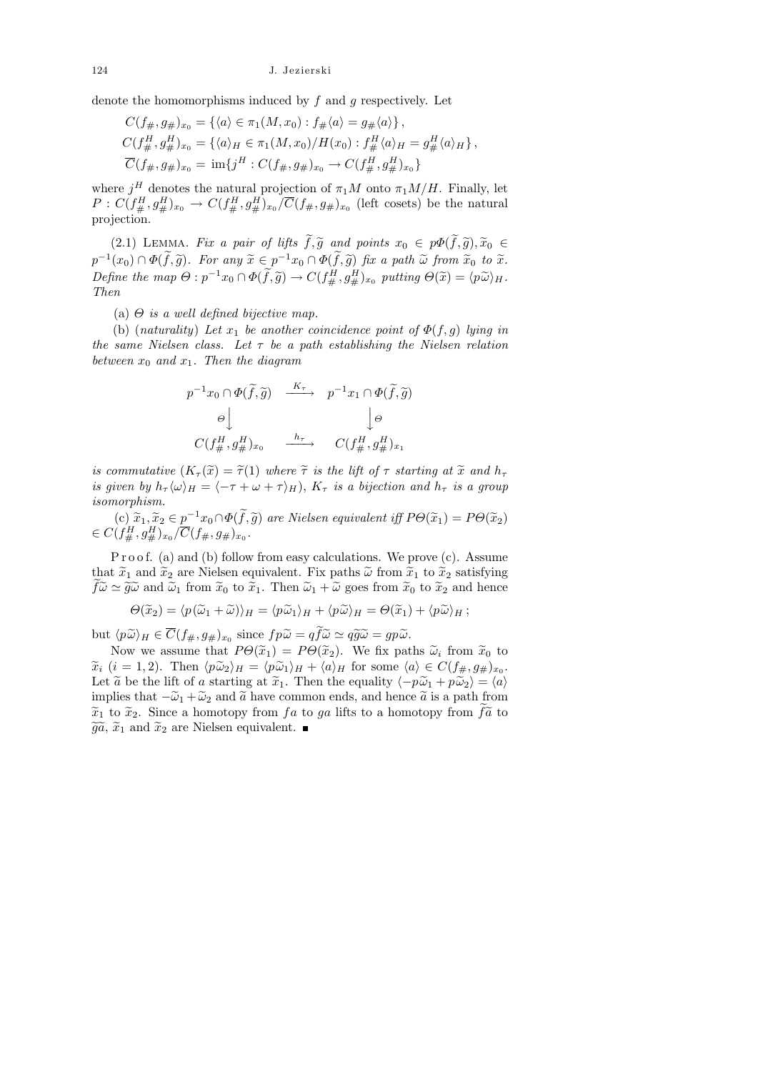denote the homomorphisms induced by $f$ and $g$ respectively. Let

$$C(f_\#, g_\#)_{x_0} = \{\langle a\rangle \in \pi_1(M, x_0) : f_\#\langle a\rangle = g_\#\langle a\rangle\},$$

$$C(f^H_\#, g^H_\#)_{x_0} = \{\langle a\rangle_H \in \pi_1(M, x_0)/H(x_0) : f^H_\#\langle a\rangle_H = g^H_\#\langle a\rangle_H\},$$

$$\overline{C}(f_\#, g_\#)_{x_0} = \operatorname{im}\{j^H : C(f_\#, g_\#)_{x_0} \to C(f^H_\#, g^H_\#)_{x_0}\}$$

where $j^H$ denotes the natural projection of $\pi_1 M$ onto $\pi_1 M/H$. Finally, let $P : C(f^H_\#, g^H_\#)_{x_0} \to C(f^H_\#, g^H_\#)_{x_0}/\overline{C}(f_\#, g_\#)_{x_0}$ (left cosets) be the natural projection.

(2.1) Lemma. *Fix a pair of lifts $\widetilde{f}, \widetilde{g}$ and points $x_0 \in p\Phi(\widetilde{f}, \widetilde{g}), \widetilde{x}_0 \in p^{-1}(x_0) \cap \Phi(\widetilde{f}, \widetilde{g})$. For any $\widetilde{x} \in p^{-1}x_0 \cap \Phi(\widetilde{f}, \widetilde{g})$ fix a path $\widetilde{\omega}$ from $\widetilde{x}_0$ to $\widetilde{x}$. Define the map $\Theta : p^{-1}x_0 \cap \Phi(\widetilde{f}, \widetilde{g}) \to C(f^H_\#, g^H_\#)_{x_0}$ putting $\Theta(\widetilde{x}) = \langle p\widetilde{\omega}\rangle_H$. Then*

(a) *$\Theta$ is a well defined bijective map.*

(b) (*naturality*) *Let $x_1$ be another coincidence point of $\Phi(f, g)$ lying in the same Nielsen class. Let $\tau$ be a path establishing the Nielsen relation between $x_0$ and $x_1$. Then the diagram*

$$\begin{array}{ccc}
p^{-1}x_0 \cap \Phi(\widetilde{f}, \widetilde{g}) & \xrightarrow{K_\tau} & p^{-1}x_1 \cap \Phi(\widetilde{f}, \widetilde{g}) \\
\Theta \downarrow & & \downarrow \Theta \\
C(f^H_\#, g^H_\#)_{x_0} & \xrightarrow{h_\tau} & C(f^H_\#, g^H_\#)_{x_1}
\end{array}$$

*is commutative ($K_\tau(\widetilde{x}) = \widetilde{\tau}(1)$ where $\widetilde{\tau}$ is the lift of $\tau$ starting at $\widetilde{x}$ and $h_\tau$ is given by $h_\tau\langle\omega\rangle_H = \langle -\tau + \omega + \tau\rangle_H$), $K_\tau$ is a bijection and $h_\tau$ is a group isomorphism.*

(c) *$\widetilde{x}_1, \widetilde{x}_2 \in p^{-1}x_0 \cap \Phi(\widetilde{f}, \widetilde{g})$ are Nielsen equivalent iff $P\Theta(\widetilde{x}_1) = P\Theta(\widetilde{x}_2) \in C(f^H_\#, g^H_\#)_{x_0}/\overline{C}(f_\#, g_\#)_{x_0}$.*

Proof. (a) and (b) follow from easy calculations. We prove (c). Assume that $\widetilde{x}_1$ and $\widetilde{x}_2$ are Nielsen equivalent. Fix paths $\widetilde{\omega}$ from $\widetilde{x}_1$ to $\widetilde{x}_2$ satisfying $\widetilde{f}\widetilde{\omega} \simeq \widetilde{g}\widetilde{\omega}$ and $\widetilde{\omega}_1$ from $\widetilde{x}_0$ to $\widetilde{x}_1$. Then $\widetilde{\omega}_1 + \widetilde{\omega}$ goes from $\widetilde{x}_0$ to $\widetilde{x}_2$ and hence

$$\Theta(\widetilde{x}_2) = \langle p(\widetilde{\omega}_1 + \widetilde{\omega})\rangle_H = \langle p\widetilde{\omega}_1\rangle_H + \langle p\widetilde{\omega}\rangle_H = \Theta(\widetilde{x}_1) + \langle p\widetilde{\omega}\rangle_H\,;$$

but $\langle p\widetilde{\omega}\rangle_H \in \overline{C}(f_\#, g_\#)_{x_0}$ since $fp\widetilde{\omega} = q\widetilde{f}\widetilde{\omega} \simeq q\widetilde{g}\widetilde{\omega} = gp\widetilde{\omega}$.

Now we assume that $P\Theta(\widetilde{x}_1) = P\Theta(\widetilde{x}_2)$. We fix paths $\widetilde{\omega}_i$ from $\widetilde{x}_0$ to $\widetilde{x}_i$ $(i = 1, 2)$. Then $\langle p\widetilde{\omega}_2\rangle_H = \langle p\widetilde{\omega}_1\rangle_H + \langle a\rangle_H$ for some $\langle a\rangle \in C(f_\#, g_\#)_{x_0}$. Let $\widetilde{a}$ be the lift of $a$ starting at $\widetilde{x}_1$. Then the equality $\langle -p\widetilde{\omega}_1 + p\widetilde{\omega}_2\rangle = \langle a\rangle$ implies that $-\widetilde{\omega}_1 + \widetilde{\omega}_2$ and $\widetilde{a}$ have common ends, and hence $\widetilde{a}$ is a path from $\widetilde{x}_1$ to $\widetilde{x}_2$. Since a homotopy from $fa$ to $ga$ lifts to a homotopy from $\widetilde{f}\widetilde{a}$ to $\widetilde{g}\widetilde{a}$, $\widetilde{x}_1$ and $\widetilde{x}_2$ are Nielsen equivalent. ∎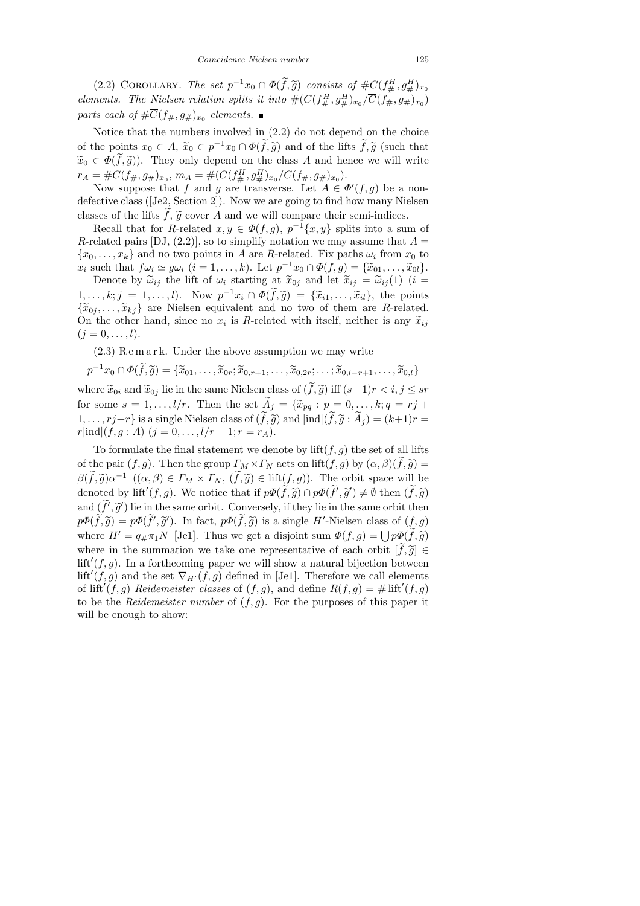(2.2) COROLLARY. *The set* $p^{-1}x_0 \cap \Phi(\widetilde{f},\widetilde{g})$ *consists of* $\#C(f^H_\#, g^H_\#)_{x_0}$ *elements. The Nielsen relation splits it into* $\#(C(f^H_\#, g^H_\#)_{x_0}/\overline{C}(f_\#, g_\#)_{x_0})$ *parts each of* $\#\overline{C}(f_\#, g_\#)_{x_0}$ *elements.* ∎

Notice that the numbers involved in (2.2) do not depend on the choice of the points $x_0 \in A$, $\widetilde{x}_0 \in p^{-1}x_0 \cap \Phi(\widetilde{f},\widetilde{g})$ and of the lifts $\widetilde{f},\widetilde{g}$ (such that $\widetilde{x}_0 \in \Phi(\widetilde{f},\widetilde{g})$). They only depend on the class $A$ and hence we will write $r_A = \#\overline{C}(f_\#, g_\#)_{x_0}$, $m_A = \#(C(f^H_\#, g^H_\#)_{x_0}/\overline{C}(f_\#, g_\#)_{x_0})$.

Now suppose that $f$ and $g$ are transverse. Let $A \in \Phi'(f,g)$ be a non-defective class ([Je2, Section 2]). Now we are going to find how many Nielsen classes of the lifts $\widetilde{f},\widetilde{g}$ cover $A$ and we will compare their semi-indices.

Recall that for $R$-related $x, y \in \Phi(f,g)$, $p^{-1}\{x,y\}$ splits into a sum of $R$-related pairs [DJ, (2.2)], so to simplify notation we may assume that $A = \{x_0, \ldots, x_k\}$ and no two points in $A$ are $R$-related. Fix paths $\omega_i$ from $x_0$ to $x_i$ such that $f\omega_i \simeq g\omega_i$ $(i = 1, \ldots, k)$. Let $p^{-1}x_0 \cap \Phi(f,g) = \{\widetilde{x}_{01}, \ldots, \widetilde{x}_{0l}\}$.

Denote by $\widetilde{\omega}_{ij}$ the lift of $\omega_i$ starting at $\widetilde{x}_{0j}$ and let $\widetilde{x}_{ij} = \widetilde{\omega}_{ij}(1)$ $(i = 1, \ldots, k; j = 1, \ldots, l)$. Now $p^{-1}x_i \cap \Phi(\widetilde{f},\widetilde{g}) = \{\widetilde{x}_{i1}, \ldots, \widetilde{x}_{il}\}$, the points $\{\widetilde{x}_{0j}, \ldots, \widetilde{x}_{kj}\}$ are Nielsen equivalent and no two of them are $R$-related. On the other hand, since no $x_i$ is $R$-related with itself, neither is any $\widetilde{x}_{ij}$ $(j = 0, \ldots, l)$.

(2.3) Remark. Under the above assumption we may write

$$p^{-1}x_0 \cap \Phi(\widetilde{f},\widetilde{g}) = \{\widetilde{x}_{01}, \ldots, \widetilde{x}_{0r}; \widetilde{x}_{0,r+1}, \ldots, \widetilde{x}_{0,2r}; \ldots; \widetilde{x}_{0,l-r+1}, \ldots, \widetilde{x}_{0,l}\}$$

where $\widetilde{x}_{0i}$ and $\widetilde{x}_{0j}$ lie in the same Nielsen class of $(\widetilde{f},\widetilde{g})$ iff $(s-1)r < i, j \le sr$ for some $s = 1, \ldots, l/r$. Then the set $\widetilde{A}_j = \{\widetilde{x}_{pq} : p = 0, \ldots, k; q = rj + 1, \ldots, rj + r\}$ is a single Nielsen class of $(\widetilde{f},\widetilde{g})$ and $|\text{ind}|(\widetilde{f},\widetilde{g} : \widetilde{A}_j) = (k+1)r = r|\text{ind}|(f, g : A)$ $(j = 0, \ldots, l/r - 1; r = r_A)$.

To formulate the final statement we denote by $\text{lift}(f,g)$ the set of all lifts of the pair $(f,g)$. Then the group $\Gamma_M \times \Gamma_N$ acts on $\text{lift}(f,g)$ by $(\alpha,\beta)(\widetilde{f},\widetilde{g}) = \beta(\widetilde{f},\widetilde{g})\alpha^{-1}$ $((\alpha,\beta) \in \Gamma_M \times \Gamma_N, (\widetilde{f},\widetilde{g}) \in \text{lift}(f,g))$. The orbit space will be denoted by $\text{lift}'(f,g)$. We notice that if $p\Phi(\widetilde{f},\widetilde{g}) \cap p\Phi(\widetilde{f}',\widetilde{g}') \neq \emptyset$ then $(\widetilde{f},\widetilde{g})$ and $(\widetilde{f}',\widetilde{g}')$ lie in the same orbit. Conversely, if they lie in the same orbit then $p\Phi(\widetilde{f},\widetilde{g}) = p\Phi(\widetilde{f}',\widetilde{g}')$. In fact, $p\Phi(\widetilde{f},\widetilde{g})$ is a single $H'$-Nielsen class of $(f,g)$ where $H' = q_\#\pi_1 N$ [Je1]. Thus we get a disjoint sum $\Phi(f,g) = \bigcup p\Phi(\widetilde{f},\widetilde{g})$ where in the summation we take one representative of each orbit $[\widetilde{f},\widetilde{g}] \in \text{lift}'(f,g)$. In a forthcoming paper we will show a natural bijection between $\text{lift}'(f,g)$ and the set $\nabla_{H'}(f,g)$ defined in [Je1]. Therefore we call elements of $\text{lift}'(f,g)$ *Reidemeister classes* of $(f,g)$, and define $R(f,g) = \#\,\text{lift}'(f,g)$ to be the *Reidemeister number* of $(f,g)$. For the purposes of this paper it will be enough to show: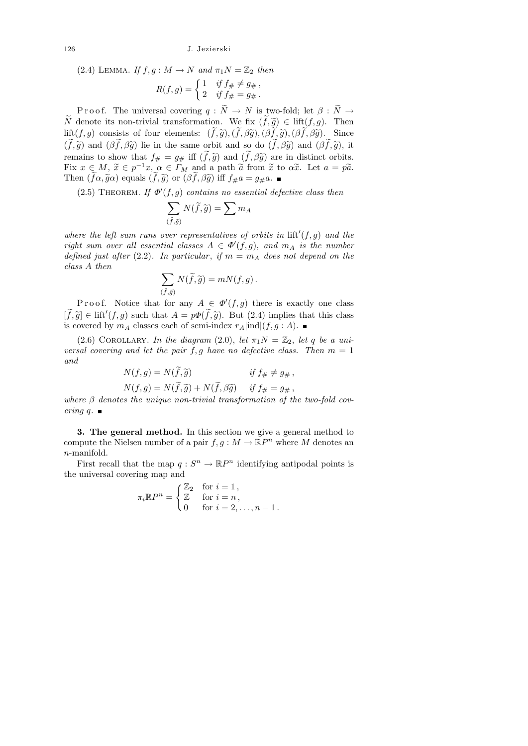(2.4) Lemma. *If $f, g : M \to N$ and $\pi_1 N = \mathbb{Z}_2$ then*

$$R(f,g) = \begin{cases} 1 & \text{if } f_\# \neq g_\# , \\ 2 & \text{if } f_\# = g_\# . \end{cases}$$

Proof. The universal covering $q : \widetilde{N} \to N$ is two-fold; let $\beta : \widetilde{N} \to \widetilde{N}$ denote its non-trivial transformation. We fix $(\widetilde{f}, \widetilde{g}) \in \operatorname{lift}(f,g)$. Then $\operatorname{lift}(f,g)$ consists of four elements: $(\widetilde{f}, \widetilde{g}), (\widetilde{f}, \beta\widetilde{g}), (\beta\widetilde{f}, \widetilde{g}), (\beta\widetilde{f}, \beta\widetilde{g})$. Since $(\widetilde{f}, \widetilde{g})$ and $(\beta\widetilde{f}, \beta\widetilde{g})$ lie in the same orbit and so do $(\widetilde{f}, \beta\widetilde{g})$ and $(\beta\widetilde{f}, \widetilde{g})$, it remains to show that $f_\# = g_\#$ iff $(\widetilde{f}, \widetilde{g})$ and $(\widetilde{f}, \beta\widetilde{g})$ are in distinct orbits. Fix $x \in M$, $\widetilde{x} \in p^{-1}x$, $\alpha \in \Gamma_M$ and a path $\widetilde{a}$ from $\widetilde{x}$ to $\alpha\widetilde{x}$. Let $a = p\widetilde{a}$. Then $(\widetilde{f}\alpha, \widetilde{g}\alpha)$ equals $(\widetilde{f}, \widetilde{g})$ or $(\beta\widetilde{f}, \beta\widetilde{g})$ iff $f_\# a = g_\# a$. ∎

(2.5) Theorem. *If $\Phi'(f,g)$ contains no essential defective class then*

$$\sum_{(\tilde{f},\tilde{g})} N(\widetilde{f}, \widetilde{g}) = \sum m_A$$

*where the left sum runs over representatives of orbits in $\operatorname{lift}'(f,g)$ and the right sum over all essential classes $A \in \Phi'(f,g)$, and $m_A$ is the number defined just after* (2.2). *In particular, if $m = m_A$ does not depend on the class $A$ then*

$$\sum_{(\tilde{f},\tilde{g})} N(\widetilde{f}, \widetilde{g}) = mN(f,g) .$$

Proof. Notice that for any $A \in \Phi'(f,g)$ there is exactly one class $[\widetilde{f}, \widetilde{g}] \in \operatorname{lift}'(f,g)$ such that $A = p\Phi(\widetilde{f}, \widetilde{g})$. But (2.4) implies that this class is covered by $m_A$ classes each of semi-index $r_A|\mathrm{ind}|(f, g : A)$. ∎

(2.6) Corollary. *In the diagram* (2.0), *let $\pi_1 N = \mathbb{Z}_2$, let $q$ be a universal covering and let the pair $f, g$ have no defective class. Then $m = 1$ and*

$$N(f,g) = N(\widetilde{f}, \widetilde{g}) \qquad \text{if } f_\# \neq g_\# ,$$

$$N(f,g) = N(\widetilde{f}, \widetilde{g}) + N(\widetilde{f}, \beta\widetilde{g}) \quad \text{if } f_\# = g_\# ,$$

*where $\beta$ denotes the unique non-trivial transformation of the two-fold covering $q$.* ∎

**3. The general method.** In this section we give a general method to compute the Nielsen number of a pair $f, g : M \to \mathbb{R}P^n$ where $M$ denotes an $n$-manifold.

First recall that the map $q : S^n \to \mathbb{R}P^n$ identifying antipodal points is the universal covering map and

$$\pi_i \mathbb{R}P^n = \begin{cases} \mathbb{Z}_2 & \text{for } i = 1 , \\ \mathbb{Z} & \text{for } i = n , \\ 0 & \text{for } i = 2, \ldots, n-1 . \end{cases}$$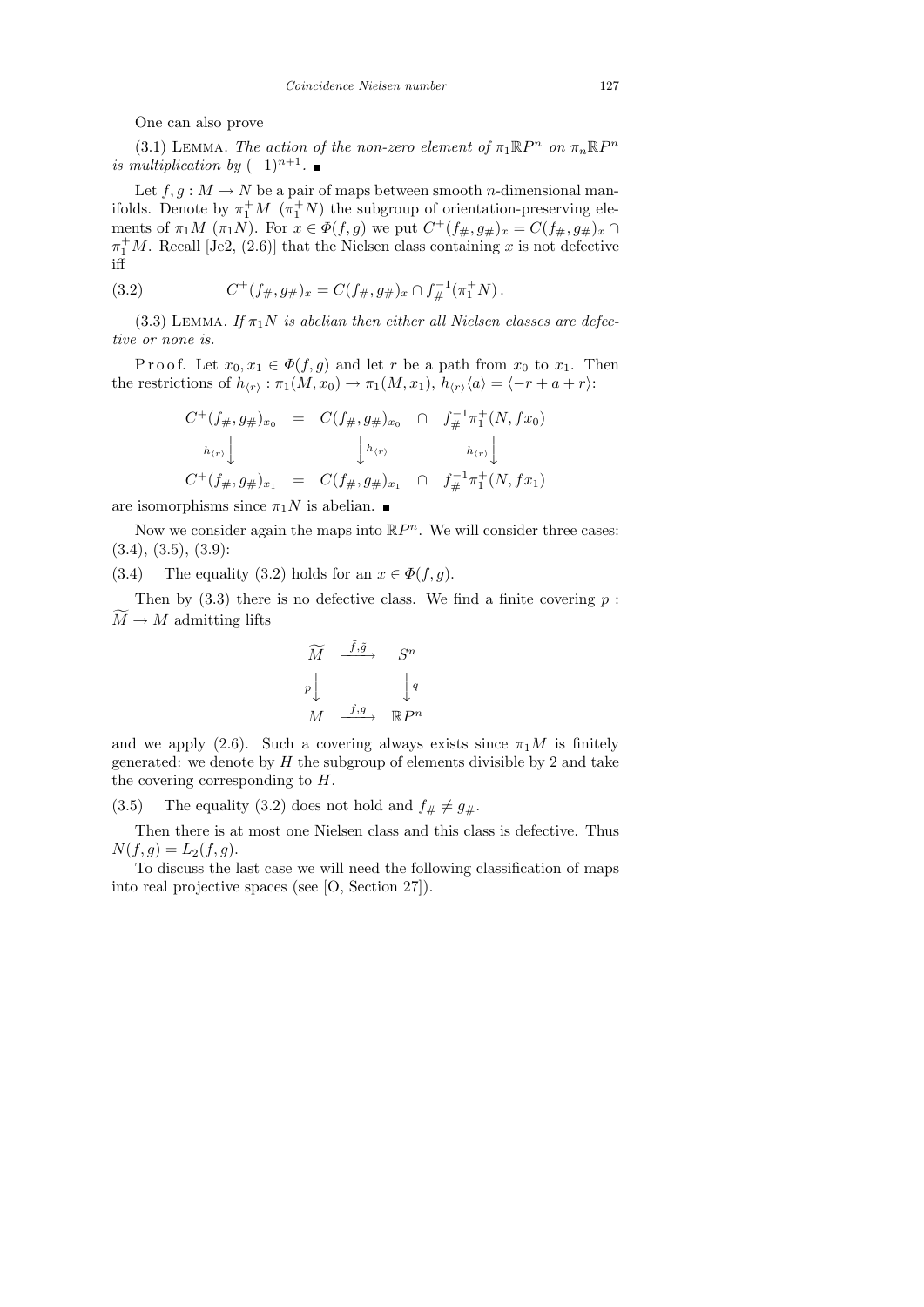One can also prove

(3.1) Lemma. *The action of the non-zero element of $\pi_1\mathbb{R}P^n$ on $\pi_n\mathbb{R}P^n$ is multiplication by $(-1)^{n+1}$.* ■

Let $f,g : M \to N$ be a pair of maps between smooth $n$-dimensional manifolds. Denote by $\pi_1^+M$ ($\pi_1^+N$) the subgroup of orientation-preserving elements of $\pi_1 M$ ($\pi_1 N$). For $x \in \Phi(f,g)$ we put $C^+(f_\#, g_\#)_x = C(f_\#, g_\#)_x \cap \pi_1^+ M$. Recall [Je2, (2.6)] that the Nielsen class containing $x$ is not defective iff

$$C^+(f_\#, g_\#)_x = C(f_\#, g_\#)_x \cap f_\#^{-1}(\pi_1^+ N)\,. \tag{3.2}$$

(3.3) Lemma. *If $\pi_1 N$ is abelian then either all Nielsen classes are defective or none is.*

Proof. Let $x_0, x_1 \in \Phi(f,g)$ and let $r$ be a path from $x_0$ to $x_1$. Then the restrictions of $h_{\langle r\rangle} : \pi_1(M,x_0) \to \pi_1(M,x_1)$, $h_{\langle r\rangle}\langle a\rangle = \langle -r + a + r\rangle$:

$$\begin{array}{ccccc}
C^+(f_\#, g_\#)_{x_0} & = & C(f_\#, g_\#)_{x_0} & \cap & f_\#^{-1}\pi_1^+(N, fx_0) \\
{\scriptstyle h_{\langle r\rangle}}\big\downarrow & & \big\downarrow{\scriptstyle h_{\langle r\rangle}} & & {\scriptstyle h_{\langle r\rangle}}\big\downarrow \\
C^+(f_\#, g_\#)_{x_1} & = & C(f_\#, g_\#)_{x_1} & \cap & f_\#^{-1}\pi_1^+(N, fx_1)
\end{array}$$

are isomorphisms since $\pi_1 N$ is abelian. ■

Now we consider again the maps into $\mathbb{R}P^n$. We will consider three cases: (3.4), (3.5), (3.9):

(3.4) The equality (3.2) holds for an $x \in \Phi(f,g)$.

Then by (3.3) there is no defective class. We find a finite covering $p : \widetilde{M} \to M$ admitting lifts

$$\begin{array}{ccc}
\widetilde{M} & \xrightarrow{\ \tilde f, \tilde g\ } & S^n \\
{\scriptstyle p}\big\downarrow & & \big\downarrow{\scriptstyle q} \\
M & \xrightarrow{\ f, g\ } & \mathbb{R}P^n
\end{array}$$

and we apply (2.6). Such a covering always exists since $\pi_1 M$ is finitely generated: we denote by $H$ the subgroup of elements divisible by 2 and take the covering corresponding to $H$.

(3.5) The equality (3.2) does not hold and $f_\# \neq g_\#$.

Then there is at most one Nielsen class and this class is defective. Thus $N(f,g) = L_2(f,g)$.

To discuss the last case we will need the following classification of maps into real projective spaces (see [O, Section 27]).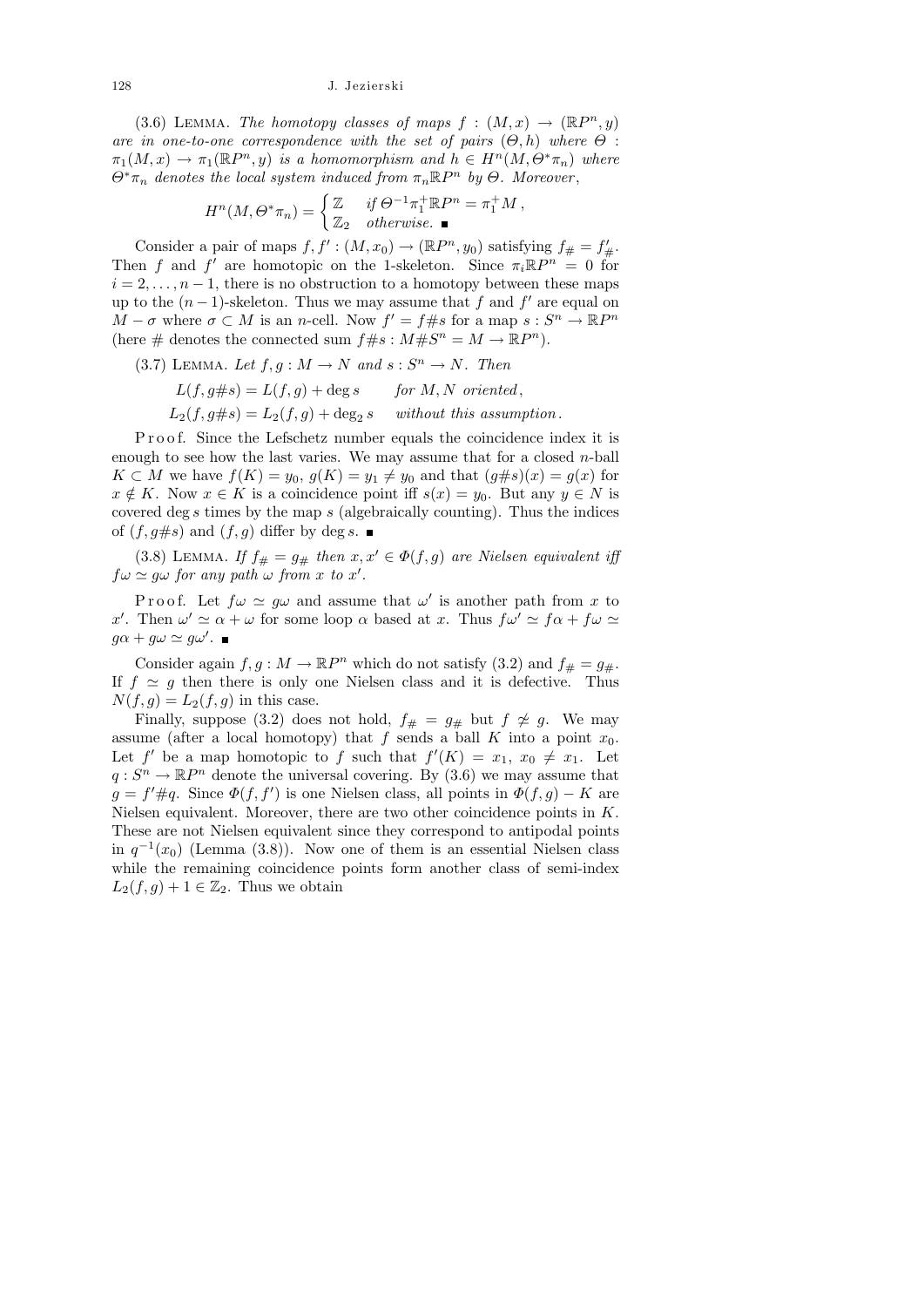(3.6) Lemma. *The homotopy classes of maps* $f : (M, x) \to (\mathbb{R}P^n, y)$ *are in one-to-one correspondence with the set of pairs* $(\Theta, h)$ *where* $\Theta : \pi_1(M, x) \to \pi_1(\mathbb{R}P^n, y)$ *is a homomorphism and* $h \in H^n(M, \Theta^*\pi_n)$ *where* $\Theta^*\pi_n$ *denotes the local system induced from* $\pi_n\mathbb{R}P^n$ *by* $\Theta$. *Moreover*,

$$H^n(M, \Theta^*\pi_n) = \begin{cases} \mathbb{Z} & \text{if } \Theta^{-1}\pi_1^+\mathbb{R}P^n = \pi_1^+ M\,, \\ \mathbb{Z}_2 & \text{otherwise.} \end{cases}$$ ■

Consider a pair of maps $f, f' : (M, x_0) \to (\mathbb{R}P^n, y_0)$ satisfying $f_\# = f'_\#$. Then $f$ and $f'$ are homotopic on the 1-skeleton. Since $\pi_i\mathbb{R}P^n = 0$ for $i = 2, \ldots, n-1$, there is no obstruction to a homotopy between these maps up to the $(n-1)$-skeleton. Thus we may assume that $f$ and $f'$ are equal on $M - \sigma$ where $\sigma \subset M$ is an $n$-cell. Now $f' = f\#s$ for a map $s : S^n \to \mathbb{R}P^n$ (here $\#$ denotes the connected sum $f\#s : M\#S^n = M \to \mathbb{R}P^n$).

(3.7) Lemma. *Let* $f, g : M \to N$ *and* $s : S^n \to N$. *Then*

$$L(f, g\#s) = L(f, g) + \deg s \qquad \textit{for } M, N \textit{ oriented},$$
$$L_2(f, g\#s) = L_2(f, g) + \deg_2 s \quad \textit{ without this assumption}.$$

Proof. Since the Lefschetz number equals the coincidence index it is enough to see how the last varies. We may assume that for a closed $n$-ball $K \subset M$ we have $f(K) = y_0$, $g(K) = y_1 \neq y_0$ and that $(g\#s)(x) = g(x)$ for $x \notin K$. Now $x \in K$ is a coincidence point iff $s(x) = y_0$. But any $y \in N$ is covered $\deg s$ times by the map $s$ (algebraically counting). Thus the indices of $(f, g\#s)$ and $(f, g)$ differ by $\deg s$. ■

(3.8) Lemma. *If* $f_\# = g_\#$ *then* $x, x' \in \Phi(f, g)$ *are Nielsen equivalent iff* $f\omega \simeq g\omega$ *for any path* $\omega$ *from* $x$ *to* $x'$.

Proof. Let $f\omega \simeq g\omega$ and assume that $\omega'$ is another path from $x$ to $x'$. Then $\omega' \simeq \alpha + \omega$ for some loop $\alpha$ based at $x$. Thus $f\omega' \simeq f\alpha + f\omega \simeq g\alpha + g\omega \simeq g\omega'$. ■

Consider again $f, g : M \to \mathbb{R}P^n$ which do not satisfy (3.2) and $f_\# = g_\#$. If $f \simeq g$ then there is only one Nielsen class and it is defective. Thus $N(f, g) = L_2(f, g)$ in this case.

Finally, suppose (3.2) does not hold, $f_\# = g_\#$ but $f \not\simeq g$. We may assume (after a local homotopy) that $f$ sends a ball $K$ into a point $x_0$. Let $f'$ be a map homotopic to $f$ such that $f'(K) = x_1$, $x_0 \neq x_1$. Let $q : S^n \to \mathbb{R}P^n$ denote the universal covering. By (3.6) we may assume that $g = f'\#q$. Since $\Phi(f, f')$ is one Nielsen class, all points in $\Phi(f, g) - K$ are Nielsen equivalent. Moreover, there are two other coincidence points in $K$. These are not Nielsen equivalent since they correspond to antipodal points in $q^{-1}(x_0)$ (Lemma (3.8)). Now one of them is an essential Nielsen class while the remaining coincidence points form another class of semi-index $L_2(f, g) + 1 \in \mathbb{Z}_2$. Thus we obtain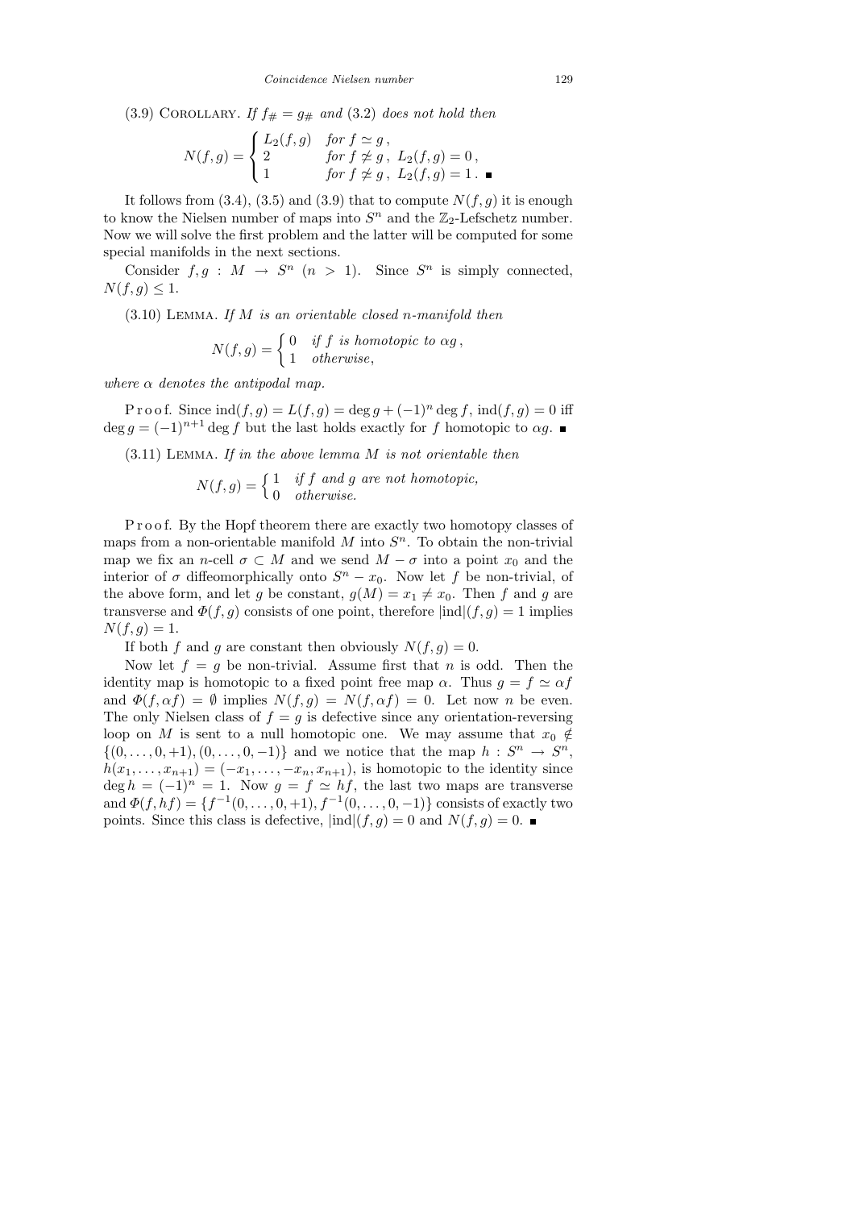(3.9) Corollary. *If $f_\# = g_\#$ and* (3.2) *does not hold then*

$$N(f,g) = \begin{cases} L_2(f,g) & \text{for } f \simeq g\,, \\ 2 & \text{for } f \not\simeq g\,,\ L_2(f,g) = 0\,, \\ 1 & \text{for } f \not\simeq g\,,\ L_2(f,g) = 1\,. \end{cases} \blacksquare$$

It follows from (3.4), (3.5) and (3.9) that to compute $N(f,g)$ it is enough to know the Nielsen number of maps into $S^n$ and the $\mathbb{Z}_2$-Lefschetz number. Now we will solve the first problem and the latter will be computed for some special manifolds in the next sections.

Consider $f, g : M \to S^n$ $(n > 1)$. Since $S^n$ is simply connected, $N(f,g) \le 1$.

(3.10) Lemma. *If $M$ is an orientable closed $n$-manifold then*

$$N(f,g) = \begin{cases} 0 & \text{if } f \text{ is homotopic to } \alpha g\,, \\ 1 & \text{otherwise}, \end{cases}$$

*where $\alpha$ denotes the antipodal map.*

Proof. Since $\operatorname{ind}(f,g) = L(f,g) = \deg g + (-1)^n \deg f$, $\operatorname{ind}(f,g) = 0$ iff $\deg g = (-1)^{n+1} \deg f$ but the last holds exactly for $f$ homotopic to $\alpha g$. $\blacksquare$

(3.11) Lemma. *If in the above lemma $M$ is not orientable then*

$$N(f,g) = \begin{cases} 1 & \text{if } f \text{ and } g \text{ are not homotopic,} \\ 0 & \text{otherwise.} \end{cases}$$

Proof. By the Hopf theorem there are exactly two homotopy classes of maps from a non-orientable manifold $M$ into $S^n$. To obtain the non-trivial map we fix an $n$-cell $\sigma \subset M$ and we send $M - \sigma$ into a point $x_0$ and the interior of $\sigma$ diffeomorphically onto $S^n - x_0$. Now let $f$ be non-trivial, of the above form, and let $g$ be constant, $g(M) = x_1 \neq x_0$. Then $f$ and $g$ are transverse and $\Phi(f,g)$ consists of one point, therefore $|\text{ind}|(f,g) = 1$ implies $N(f,g) = 1$.

If both $f$ and $g$ are constant then obviously $N(f,g) = 0$.

Now let $f = g$ be non-trivial. Assume first that $n$ is odd. Then the identity map is homotopic to a fixed point free map $\alpha$. Thus $g = f \simeq \alpha f$ and $\Phi(f, \alpha f) = \emptyset$ implies $N(f,g) = N(f, \alpha f) = 0$. Let now $n$ be even. The only Nielsen class of $f = g$ is defective since any orientation-reversing loop on $M$ is sent to a null homotopic one. We may assume that $x_0 \notin \{(0, \ldots, 0, +1), (0, \ldots, 0, -1)\}$ and we notice that the map $h : S^n \to S^n$, $h(x_1, \ldots, x_{n+1}) = (-x_1, \ldots, -x_n, x_{n+1})$, is homotopic to the identity since $\deg h = (-1)^n = 1$. Now $g = f \simeq hf$, the last two maps are transverse and $\Phi(f, hf) = \{f^{-1}(0, \ldots, 0, +1), f^{-1}(0, \ldots, 0, -1)\}$ consists of exactly two points. Since this class is defective, $|\text{ind}|(f,g) = 0$ and $N(f,g) = 0$. $\blacksquare$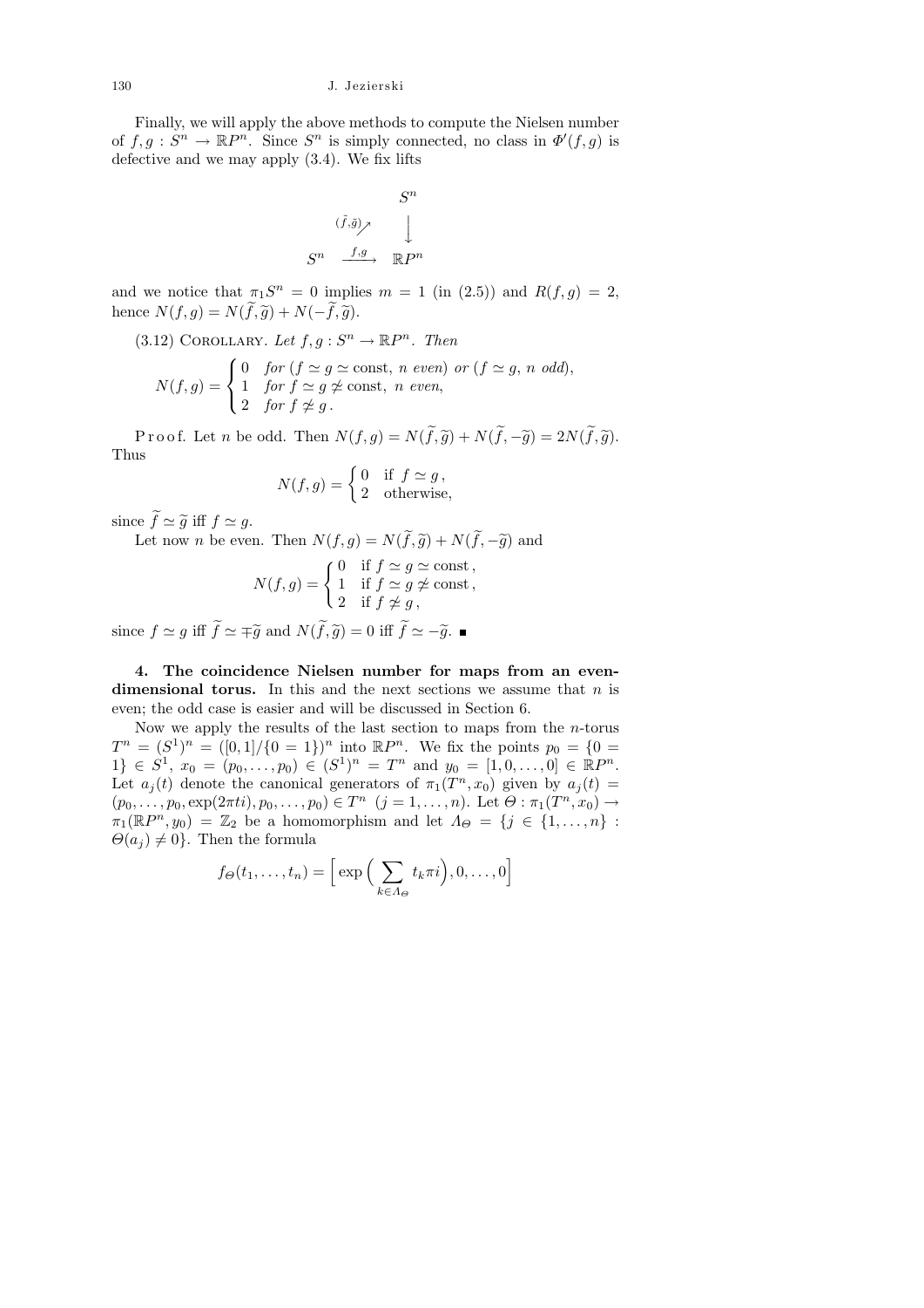Finally, we will apply the above methods to compute the Nielsen number of $f, g : S^n \to \mathbb{R}P^n$. Since $S^n$ is simply connected, no class in $\Phi'(f,g)$ is defective and we may apply (3.4). We fix lifts

$$\begin{array}{ccc} & & S^n \\ & {\scriptstyle (\tilde f,\tilde g)}\nearrow & \downarrow \\ S^n & \xrightarrow{f,g} & \mathbb{R}P^n \end{array}$$

and we notice that $\pi_1 S^n = 0$ implies $m = 1$ (in (2.5)) and $R(f,g) = 2$, hence $N(f,g) = N(\widetilde{f}, \widetilde{g}) + N(-\widetilde{f}, \widetilde{g})$.

(3.12) Corollary. *Let* $f, g : S^n \to \mathbb{R}P^n$. *Then*

$$N(f,g) = \begin{cases} 0 & \text{for } (f \simeq g \simeq \text{const},\ n \text{ even}) \text{ or } (f \simeq g,\ n \text{ odd}), \\ 1 & \text{for } f \simeq g \not\simeq \text{const},\ n \text{ even}, \\ 2 & \text{for } f \not\simeq g\,. \end{cases}$$

Proof. Let $n$ be odd. Then $N(f,g) = N(\widetilde{f}, \widetilde{g}) + N(\widetilde{f}, -\widetilde{g}) = 2N(\widetilde{f}, \widetilde{g})$. Thus

$$N(f,g) = \begin{cases} 0 & \text{if } f \simeq g\,, \\ 2 & \text{otherwise,} \end{cases}$$

since $\widetilde{f} \simeq \widetilde{g}$ iff $f \simeq g$.

Let now $n$ be even. Then $N(f,g) = N(\widetilde{f}, \widetilde{g}) + N(\widetilde{f}, -\widetilde{g})$ and

$$N(f,g) = \begin{cases} 0 & \text{if } f \simeq g \simeq \text{const}\,, \\ 1 & \text{if } f \simeq g \not\simeq \text{const}\,, \\ 2 & \text{if } f \not\simeq g\,, \end{cases}$$

since $f \simeq g$ iff $\widetilde{f} \simeq \mp\widetilde{g}$ and $N(\widetilde{f}, \widetilde{g}) = 0$ iff $\widetilde{f} \simeq -\widetilde{g}$. ∎

**4. The coincidence Nielsen number for maps from an even-dimensional torus.** In this and the next sections we assume that $n$ is even; the odd case is easier and will be discussed in Section 6.

Now we apply the results of the last section to maps from the $n$-torus $T^n = (S^1)^n = ([0,1]/\{0 = 1\})^n$ into $\mathbb{R}P^n$. We fix the points $p_0 = \{0 = 1\} \in S^1$, $x_0 = (p_0, \ldots, p_0) \in (S^1)^n = T^n$ and $y_0 = [1, 0, \ldots, 0] \in \mathbb{R}P^n$. Let $a_j(t)$ denote the canonical generators of $\pi_1(T^n, x_0)$ given by $a_j(t) = (p_0, \ldots, p_0, \exp(2\pi t i), p_0, \ldots, p_0) \in T^n$ $(j = 1, \ldots, n)$. Let $\Theta : \pi_1(T^n, x_0) \to \pi_1(\mathbb{R}P^n, y_0) = \mathbb{Z}_2$ be a homomorphism and let $\Lambda_\Theta = \{j \in \{1, \ldots, n\} : \Theta(a_j) \neq 0\}$. Then the formula

$$f_\Theta(t_1, \ldots, t_n) = \Big[\exp\Big(\sum_{k \in \Lambda_\Theta} t_k \pi i\Big), 0, \ldots, 0\Big]$$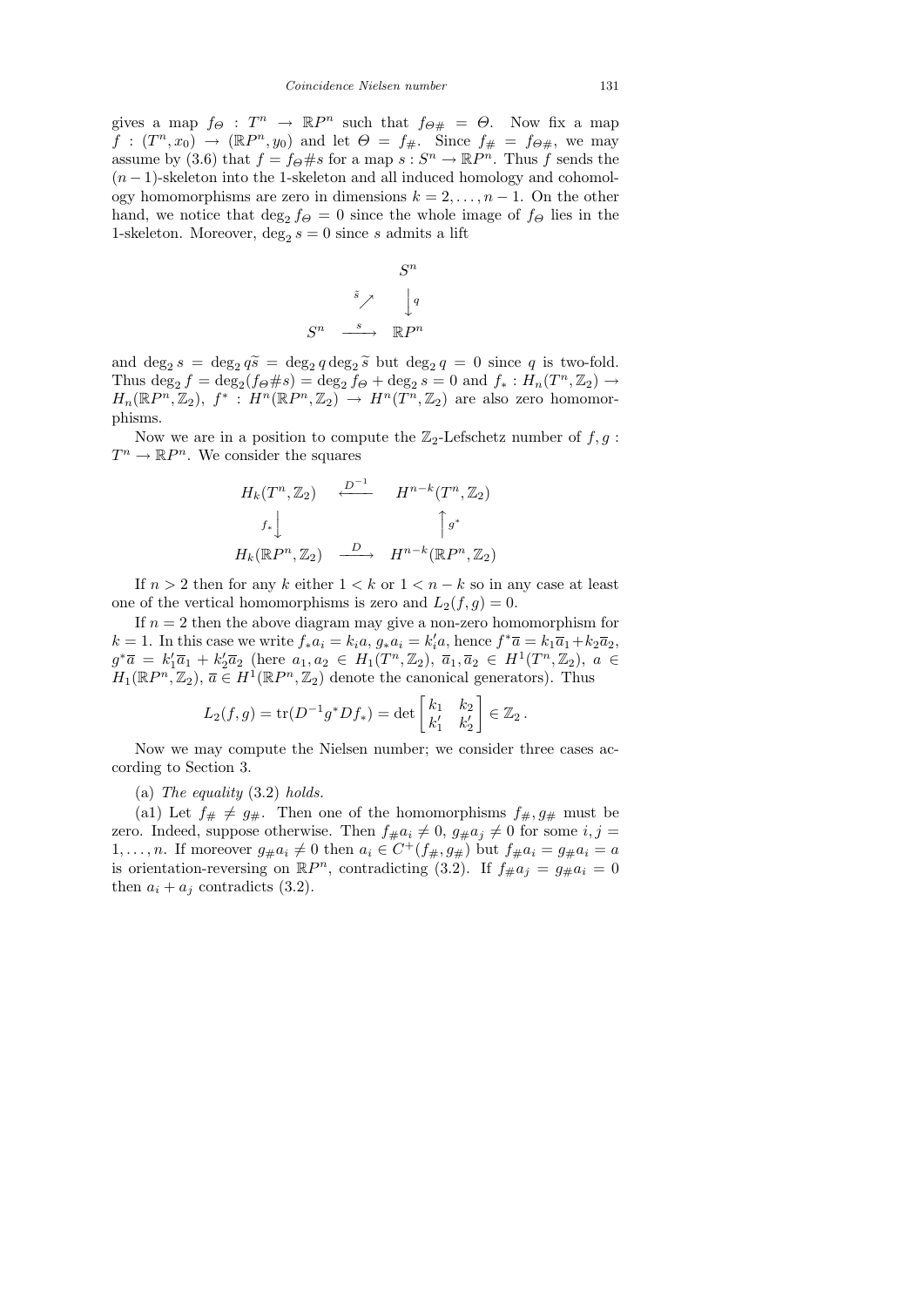gives a map $f_\Theta : T^n \to \mathbb{R}P^n$ such that $f_{\Theta\#} = \Theta$. Now fix a map $f : (T^n, x_0) \to (\mathbb{R}P^n, y_0)$ and let $\Theta = f_\#$. Since $f_\# = f_{\Theta\#}$, we may assume by (3.6) that $f = f_\Theta \# s$ for a map $s : S^n \to \mathbb{R}P^n$. Thus $f$ sends the $(n-1)$-skeleton into the 1-skeleton and all induced homology and cohomology homomorphisms are zero in dimensions $k = 2, \ldots, n-1$. On the other hand, we notice that $\deg_2 f_\Theta = 0$ since the whole image of $f_\Theta$ lies in the 1-skeleton. Moreover, $\deg_2 s = 0$ since $s$ admits a lift

$$\begin{array}{ccc} & & S^n \\ & \tilde{s} \nearrow & \big\downarrow q \\ S^n & \xrightarrow{\ s\ } & \mathbb{R}P^n \end{array}$$

and $\deg_2 s = \deg_2 q\widetilde{s} = \deg_2 q \deg_2 \widetilde{s}$ but $\deg_2 q = 0$ since $q$ is two-fold. Thus $\deg_2 f = \deg_2(f_\Theta \# s) = \deg_2 f_\Theta + \deg_2 s = 0$ and $f_* : H_n(T^n, \mathbb{Z}_2) \to H_n(\mathbb{R}P^n, \mathbb{Z}_2)$, $f^* : H^n(\mathbb{R}P^n, \mathbb{Z}_2) \to H^n(T^n, \mathbb{Z}_2)$ are also zero homomorphisms.

Now we are in a position to compute the $\mathbb{Z}_2$-Lefschetz number of $f, g : T^n \to \mathbb{R}P^n$. We consider the squares

$$\begin{array}{ccc} H_k(T^n, \mathbb{Z}_2) & \xleftarrow{\ D^{-1}\ } & H^{n-k}(T^n, \mathbb{Z}_2) \\ f_* \big\downarrow & & \big\uparrow g^* \\ H_k(\mathbb{R}P^n, \mathbb{Z}_2) & \xrightarrow{\ D\ } & H^{n-k}(\mathbb{R}P^n, \mathbb{Z}_2) \end{array}$$

If $n > 2$ then for any $k$ either $1 < k$ or $1 < n-k$ so in any case at least one of the vertical homomorphisms is zero and $L_2(f, g) = 0$.

If $n = 2$ then the above diagram may give a non-zero homomorphism for $k = 1$. In this case we write $f_* a_i = k_i a$, $g_* a_i = k_i' a$, hence $f^* \overline{a} = k_1 \overline{a}_1 + k_2 \overline{a}_2$, $g^* \overline{a} = k_1' \overline{a}_1 + k_2' \overline{a}_2$ (here $a_1, a_2 \in H_1(T^n, \mathbb{Z}_2)$, $\overline{a}_1, \overline{a}_2 \in H^1(T^n, \mathbb{Z}_2)$, $a \in H_1(\mathbb{R}P^n, \mathbb{Z}_2)$, $\overline{a} \in H^1(\mathbb{R}P^n, \mathbb{Z}_2)$ denote the canonical generators). Thus

$$L_2(f, g) = \operatorname{tr}(D^{-1} g^* D f_*) = \det \begin{bmatrix} k_1 & k_2 \\ k_1' & k_2' \end{bmatrix} \in \mathbb{Z}_2 \,.$$

Now we may compute the Nielsen number; we consider three cases according to Section 3.

(a) *The equality* (3.2) *holds.*

(a1) Let $f_\# \neq g_\#$. Then one of the homomorphisms $f_\#, g_\#$ must be zero. Indeed, suppose otherwise. Then $f_\# a_i \neq 0$, $g_\# a_j \neq 0$ for some $i, j = 1, \ldots, n$. If moreover $g_\# a_i \neq 0$ then $a_i \in C^+(f_\#, g_\#)$ but $f_\# a_i = g_\# a_i = a$ is orientation-reversing on $\mathbb{R}P^n$, contradicting (3.2). If $f_\# a_j = g_\# a_i = 0$ then $a_i + a_j$ contradicts (3.2).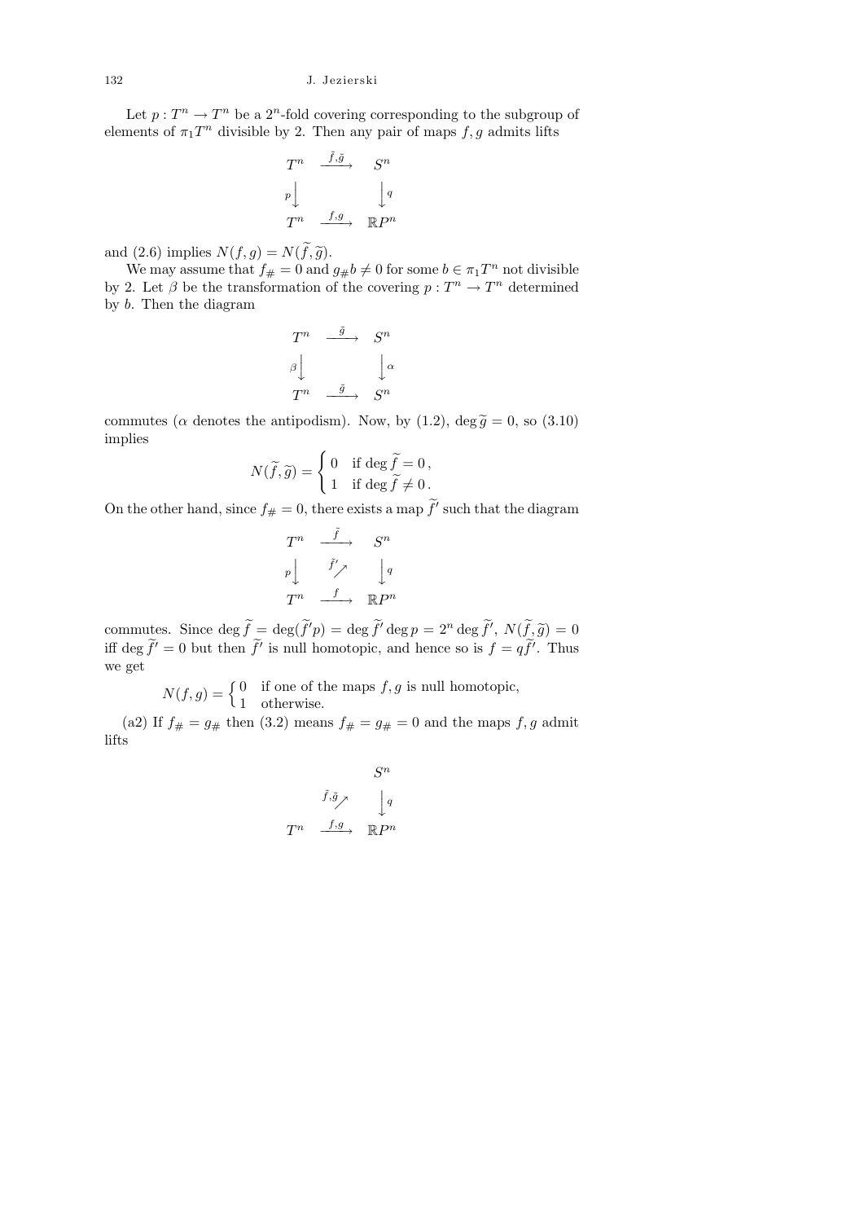Let $p : T^n \to T^n$ be a $2^n$-fold covering corresponding to the subgroup of elements of $\pi_1 T^n$ divisible by 2. Then any pair of maps $f, g$ admits lifts

$$\begin{array}{ccc} T^n & \xrightarrow{\tilde{f},\tilde{g}} & S^n \\ {\scriptstyle p}\downarrow & & \downarrow{\scriptstyle q} \\ T^n & \xrightarrow{f,g} & \mathbb{R}P^n \end{array}$$

and (2.6) implies $N(f,g) = N(\widetilde{f}, \widetilde{g})$.

We may assume that $f_\# = 0$ and $g_\# b \neq 0$ for some $b \in \pi_1 T^n$ not divisible by 2. Let $\beta$ be the transformation of the covering $p : T^n \to T^n$ determined by $b$. Then the diagram

$$\begin{array}{ccc} T^n & \xrightarrow{\tilde{g}} & S^n \\ {\scriptstyle \beta}\downarrow & & \downarrow{\scriptstyle \alpha} \\ T^n & \xrightarrow{\tilde{g}} & S^n \end{array}$$

commutes ($\alpha$ denotes the antipodism). Now, by (1.2), $\deg \widetilde{g} = 0$, so (3.10) implies

$$N(\widetilde{f}, \widetilde{g}) = \begin{cases} 0 & \text{if } \deg \widetilde{f} = 0\,, \\ 1 & \text{if } \deg \widetilde{f} \neq 0\,. \end{cases}$$

On the other hand, since $f_\# = 0$, there exists a map $\widetilde{f}'$ such that the diagram

$$\begin{array}{ccc} T^n & \xrightarrow{\tilde{f}} & S^n \\ {\scriptstyle p}\downarrow & \nearrow{\scriptstyle \tilde{f}'} & \downarrow{\scriptstyle q} \\ T^n & \xrightarrow{f} & \mathbb{R}P^n \end{array}$$

commutes. Since $\deg \widetilde{f} = \deg(\widetilde{f}' p) = \deg \widetilde{f}' \deg p = 2^n \deg \widetilde{f}'$, $N(\widetilde{f}, \widetilde{g}) = 0$ iff $\deg \widetilde{f}' = 0$ but then $\widetilde{f}'$ is null homotopic, and hence so is $f = q\widetilde{f}'$. Thus we get

$$N(f,g) = \begin{cases} 0 & \text{if one of the maps } f, g \text{ is null homotopic,} \\ 1 & \text{otherwise.} \end{cases}$$

(a2) If $f_\# = g_\#$ then (3.2) means $f_\# = g_\# = 0$ and the maps $f, g$ admit lifts

$$\begin{array}{ccc} & & S^n \\ & \nearrow{\scriptstyle \tilde{f},\tilde{g}} & \downarrow{\scriptstyle q} \\ T^n & \xrightarrow{f,g} & \mathbb{R}P^n \end{array}$$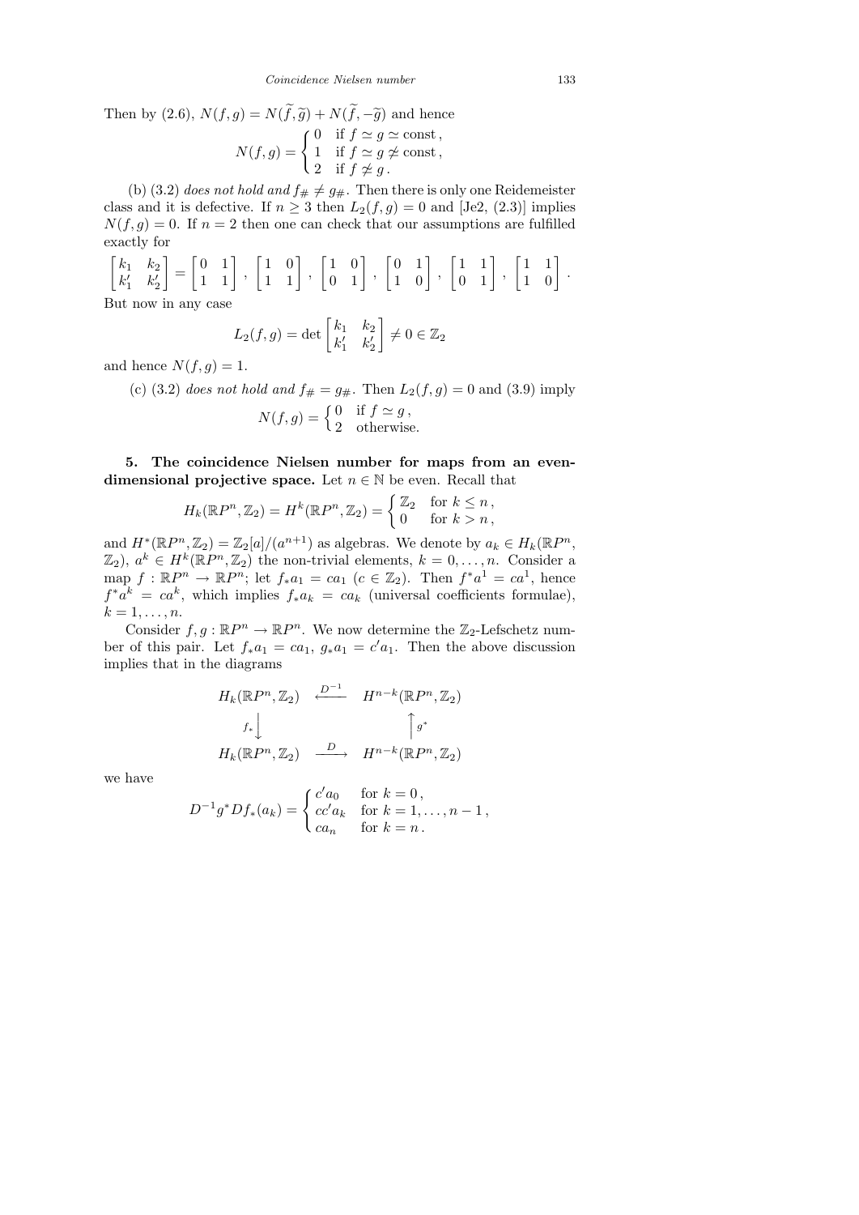Then by (2.6), $N(f,g) = N(\widetilde{f},\widetilde{g}) + N(\widetilde{f},-\widetilde{g})$ and hence

$$N(f,g) = \begin{cases} 0 & \text{if } f \simeq g \simeq \text{const}\,, \\ 1 & \text{if } f \simeq g \not\simeq \text{const}\,, \\ 2 & \text{if } f \not\simeq g\,. \end{cases}$$

(b) (3.2) *does not hold and* $f_\# \neq g_\#$. Then there is only one Reidemeister class and it is defective. If $n \geq 3$ then $L_2(f,g) = 0$ and [Je2, (2.3)] implies $N(f,g) = 0$. If $n = 2$ then one can check that our assumptions are fulfilled exactly for

$$\begin{bmatrix} k_1 & k_2 \\ k_1' & k_2' \end{bmatrix} = \begin{bmatrix} 0 & 1 \\ 1 & 1 \end{bmatrix}, \begin{bmatrix} 1 & 0 \\ 1 & 1 \end{bmatrix}, \begin{bmatrix} 1 & 0 \\ 0 & 1 \end{bmatrix}, \begin{bmatrix} 0 & 1 \\ 1 & 0 \end{bmatrix}, \begin{bmatrix} 1 & 1 \\ 0 & 1 \end{bmatrix}, \begin{bmatrix} 1 & 1 \\ 1 & 0 \end{bmatrix}.$$

But now in any case

$$L_2(f,g) = \det \begin{bmatrix} k_1 & k_2 \\ k_1' & k_2' \end{bmatrix} \neq 0 \in \mathbb{Z}_2$$

and hence $N(f,g) = 1$.

(c) (3.2) *does not hold and* $f_\# = g_\#$. Then $L_2(f,g) = 0$ and (3.9) imply

$$N(f,g) = \begin{cases} 0 & \text{if } f \simeq g\,, \\ 2 & \text{otherwise.} \end{cases}$$

**5. The coincidence Nielsen number for maps from an even-dimensional projective space.** Let $n \in \mathbb{N}$ be even. Recall that

$$H_k(\mathbb{R}P^n, \mathbb{Z}_2) = H^k(\mathbb{R}P^n, \mathbb{Z}_2) = \begin{cases} \mathbb{Z}_2 & \text{for } k \leq n\,, \\ 0 & \text{for } k > n\,, \end{cases}$$

and $H^*(\mathbb{R}P^n, \mathbb{Z}_2) = \mathbb{Z}_2[a]/(a^{n+1})$ as algebras. We denote by $a_k \in H_k(\mathbb{R}P^n, \mathbb{Z}_2)$, $a^k \in H^k(\mathbb{R}P^n, \mathbb{Z}_2)$ the non-trivial elements, $k = 0, \ldots, n$. Consider a map $f : \mathbb{R}P^n \to \mathbb{R}P^n$; let $f_* a_1 = ca_1$ ($c \in \mathbb{Z}_2$). Then $f^* a^1 = ca^1$, hence $f^* a^k = ca^k$, which implies $f_* a_k = ca_k$ (universal coefficients formulae), $k = 1, \ldots, n$.

Consider $f, g : \mathbb{R}P^n \to \mathbb{R}P^n$. We now determine the $\mathbb{Z}_2$-Lefschetz number of this pair. Let $f_* a_1 = ca_1$, $g_* a_1 = c' a_1$. Then the above discussion implies that in the diagrams

$$\begin{array}{ccc} H_k(\mathbb{R}P^n, \mathbb{Z}_2) & \xleftarrow{D^{-1}} & H^{n-k}(\mathbb{R}P^n, \mathbb{Z}_2) \\ {\scriptstyle f_*}\big\downarrow & & \big\uparrow{\scriptstyle g^*} \\ H_k(\mathbb{R}P^n, \mathbb{Z}_2) & \xrightarrow{D} & H^{n-k}(\mathbb{R}P^n, \mathbb{Z}_2) \end{array}$$

we have

$$D^{-1} g^* D f_*(a_k) = \begin{cases} c' a_0 & \text{for } k = 0\,, \\ cc' a_k & \text{for } k = 1, \ldots, n-1\,, \\ ca_n & \text{for } k = n\,. \end{cases}$$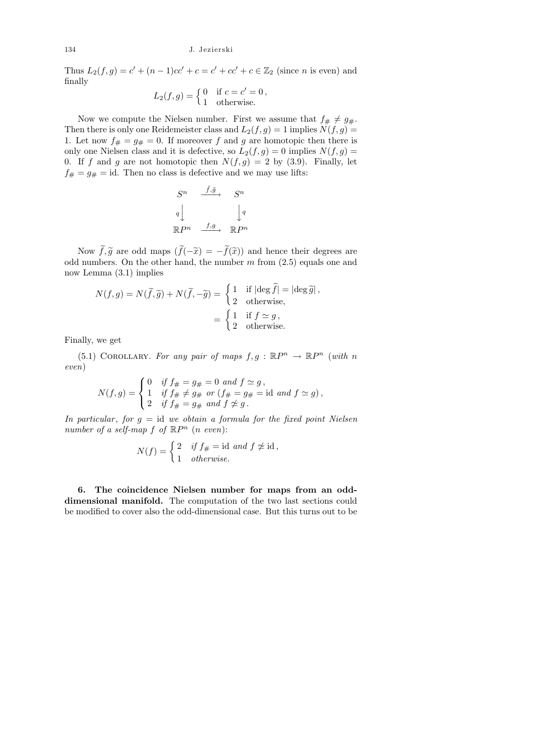Thus $L_2(f,g) = c' + (n-1)cc' + c = c' + cc' + c \in \mathbb{Z}_2$ (since $n$ is even) and finally

$$L_2(f,g) = \begin{cases} 0 & \text{if } c = c' = 0\,, \\ 1 & \text{otherwise.} \end{cases}$$

Now we compute the Nielsen number. First we assume that $f_\# \neq g_\#$. Then there is only one Reidemeister class and $L_2(f,g) = 1$ implies $N(f,g) = 1$. Let now $f_\# = g_\# = 0$. If moreover $f$ and $g$ are homotopic then there is only one Nielsen class and it is defective, so $L_2(f,g) = 0$ implies $N(f,g) = 0$. If $f$ and $g$ are not homotopic then $N(f,g) = 2$ by (3.9). Finally, let $f_\# = g_\# = \mathrm{id}$. Then no class is defective and we may use lifts:

$$\begin{array}{ccc} S^n & \xrightarrow{\tilde{f},\tilde{g}} & S^n \\ {\scriptstyle q}\downarrow & & \downarrow{\scriptstyle q} \\ \mathbb{R}P^n & \xrightarrow{f,g} & \mathbb{R}P^n \end{array}$$

Now $\widetilde{f},\widetilde{g}$ are odd maps ($\widetilde{f}(-\widetilde{x}) = -\widetilde{f}(\widetilde{x})$) and hence their degrees are odd numbers. On the other hand, the number $m$ from (2.5) equals one and now Lemma (3.1) implies

$$N(f,g) = N(\widetilde{f},\widetilde{g}) + N(\widetilde{f},-\widetilde{g}) = \begin{cases} 1 & \text{if } |\deg \widetilde{f}| = |\deg \widetilde{g}|\,, \\ 2 & \text{otherwise,} \end{cases}$$

$$= \begin{cases} 1 & \text{if } f \simeq g\,, \\ 2 & \text{otherwise.} \end{cases}$$

Finally, we get

(5.1) Corollary. *For any pair of maps $f,g : \mathbb{R}P^n \to \mathbb{R}P^n$ (with $n$ even)*

$$N(f,g) = \begin{cases} 0 & \text{if } f_\# = g_\# = 0 \text{ and } f \simeq g\,, \\ 1 & \text{if } f_\# \neq g_\# \text{ or } (f_\# = g_\# = \mathrm{id} \text{ and } f \simeq g)\,, \\ 2 & \text{if } f_\# = g_\# \text{ and } f \not\simeq g\,. \end{cases}$$

*In particular, for $g = \mathrm{id}$ we obtain a formula for the fixed point Nielsen number of a self-map $f$ of $\mathbb{R}P^n$ ($n$ even):*

$$N(f) = \begin{cases} 2 & \text{if } f_\# = \mathrm{id} \text{ and } f \not\simeq \mathrm{id}\,, \\ 1 & \text{otherwise.} \end{cases}$$

**6. The coincidence Nielsen number for maps from an odd-dimensional manifold.** The computation of the two last sections could be modified to cover also the odd-dimensional case. But this turns out to be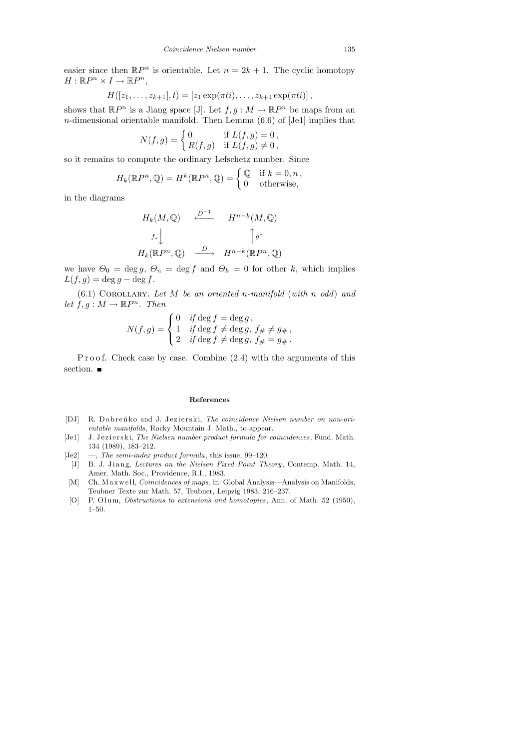easier since then $\mathbb{R}P^n$ is orientable. Let $n = 2k+1$. The cyclic homotopy $H : \mathbb{R}P^n \times I \to \mathbb{R}P^n$,

$$H([z_1, \ldots, z_{k+1}], t) = [z_1 \exp(\pi t i), \ldots, z_{k+1} \exp(\pi t i)]\,,$$

shows that $\mathbb{R}P^n$ is a Jiang space [J]. Let $f, g : M \to \mathbb{R}P^n$ be maps from an $n$-dimensional orientable manifold. Then Lemma (6.6) of [Je1] implies that

$$N(f,g) = \begin{cases} 0 & \text{if } L(f,g) = 0\,, \\ R(f,g) & \text{if } L(f,g) \neq 0\,, \end{cases}$$

so it remains to compute the ordinary Lefschetz number. Since

$$H_k(\mathbb{R}P^n, \mathbb{Q}) = H^k(\mathbb{R}P^n, \mathbb{Q}) = \begin{cases} \mathbb{Q} & \text{if } k = 0, n\,, \\ 0 & \text{otherwise,} \end{cases}$$

in the diagrams

$$\begin{array}{ccc} H_k(M, \mathbb{Q}) & \xleftarrow{D^{-1}} & H^{n-k}(M, \mathbb{Q}) \\ {\scriptstyle f_*}\big\downarrow & & \big\uparrow{\scriptstyle g^*} \\ H_k(\mathbb{R}P^n, \mathbb{Q}) & \xrightarrow{D} & H^{n-k}(\mathbb{R}P^n, \mathbb{Q}) \end{array}$$

we have $\Theta_0 = \deg g$, $\Theta_n = \deg f$ and $\Theta_k = 0$ for other $k$, which implies $L(f,g) = \deg g - \deg f$.

(6.1) Corollary. *Let $M$ be an oriented $n$-manifold* (*with $n$ odd*) *and let $f, g : M \to \mathbb{R}P^n$. Then*

$$N(f,g) = \begin{cases} 0 & \textit{if } \deg f = \deg g\,, \\ 1 & \textit{if } \deg f \neq \deg g,\ f_\# \neq g_\#\,, \\ 2 & \textit{if } \deg f \neq \deg g,\ f_\# = g_\#\,. \end{cases}$$

Proof. Check case by case. Combine (2.4) with the arguments of this section. ∎

## References

[DJ] R. Dobreńko and J. Jezierski, *The coincidence Nielsen number on non-orientable manifolds*, Rocky Mountain J. Math., to appear.

[Je1] J. Jezierski, *The Nielsen number product formula for coincidences*, Fund. Math. 134 (1989), 183–212.

[Je2] —, *The semi-index product formula*, this issue, 99–120.

[J] B. J. Jiang, *Lectures on the Nielsen Fixed Point Theory*, Contemp. Math. 14, Amer. Math. Soc., Providence, R.I., 1983.

[M] Ch. Maxwell, *Coincidences of maps*, in: Global Analysis—Analysis on Manifolds, Teubner Texte zur Math. 57, Teubner, Leipzig 1983, 216–237.

[O] P. Olum, *Obstructions to extensions and homotopies*, Ann. of Math. 52 (1950), 1–50.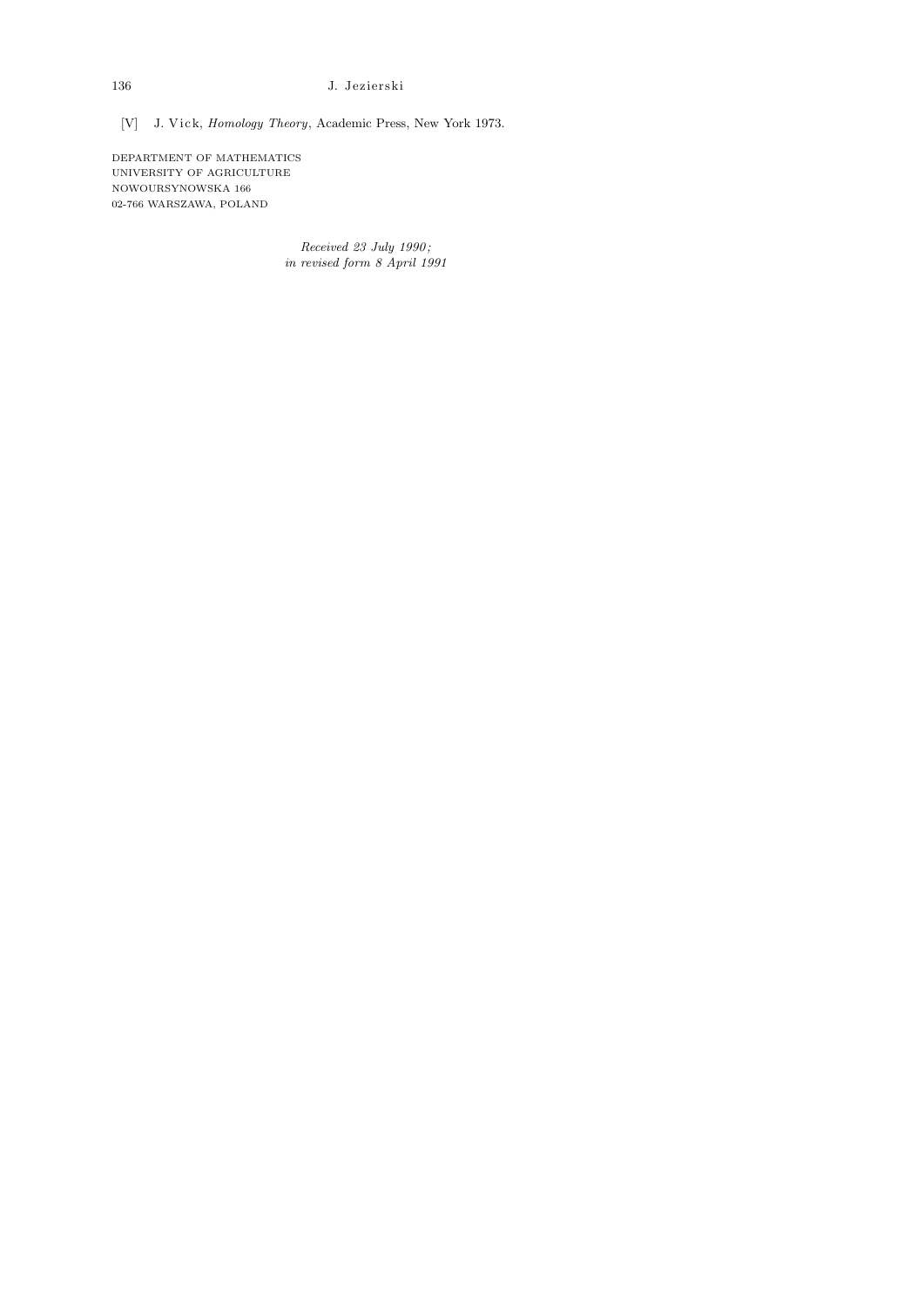[V] J. Vick, *Homology Theory*, Academic Press, New York 1973.

DEPARTMENT OF MATHEMATICS
UNIVERSITY OF AGRICULTURE
NOWOURSYNOWSKA 166
02-766 WARSZAWA, POLAND

*Received 23 July 1990;*
*in revised form 8 April 1991*